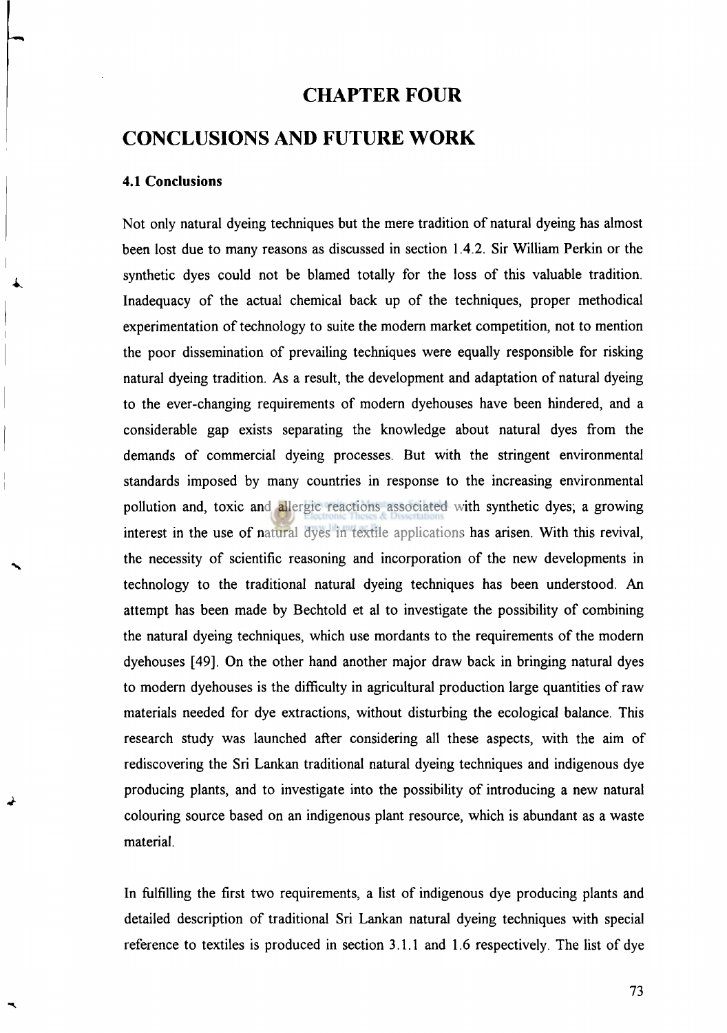# CHAPTER FOUR

# CONCLUSIONS AND FUTURE WORK

### 4.1 Conclusions

Not only natural dyeing techniques but the mere tradition of natural dyeing has almost been lost due to many reasons as discussed in section 1.4.2. Sir William Perkin or the synthetic dyes could not be blamed totally for the loss of this valuable tradition. Inadequacy of the actual chemical back up of the techniques, proper methodical experimentation of technology to suite the modern market competition, not to mention the poor dissemination of prevailing techniques were equally responsible for risking natural dyeing tradition. As a result, the development and adaptation of natural dyeing to the ever-changing requirements of modern dyehouses have been hindered, and a considerable gap exists separating the knowledge about natural dyes from the demands of commercial dyeing processes. But with the stringent environmental standards imposed by many countries in response to the increasing environmental pollution and, toxic and allergic reactions associated with synthetic dyes; a growing interest in the use of natural dyes in textile applications has arisen. With this revival, the necessity of scientific reasoning and incorporation of the new developments in technology to the traditional natural dyeing techniques has been understood. An attempt has been made by Bechtold et al to investigate the possibility of combining the natural dyeing techniques, which use mordants to the requirements of the modern dyehouses [49]. On the other hand another major draw back in bringing natural dyes to modern dyehouses is the difficulty in agricultural production large quantities of raw materials needed for dye extractions, without disturbing the ecological balance. This research study was launched after considering all these aspects, with the aim of rediscovering the Sri Lankan traditional natural dyeing techniques and indigenous dye producing plants, and to investigate into the possibility of introducing a new natural colouring source based on an indigenous plant resource, which is abundant as a waste material.

In fulfilling the first two requirements, a list of indigenous dye producing plants and detailed description of traditional Sri Lankan natural dyeing techniques with special reference to textiles is produced in section 3.1.1 and 1.6 respectively. The list of dye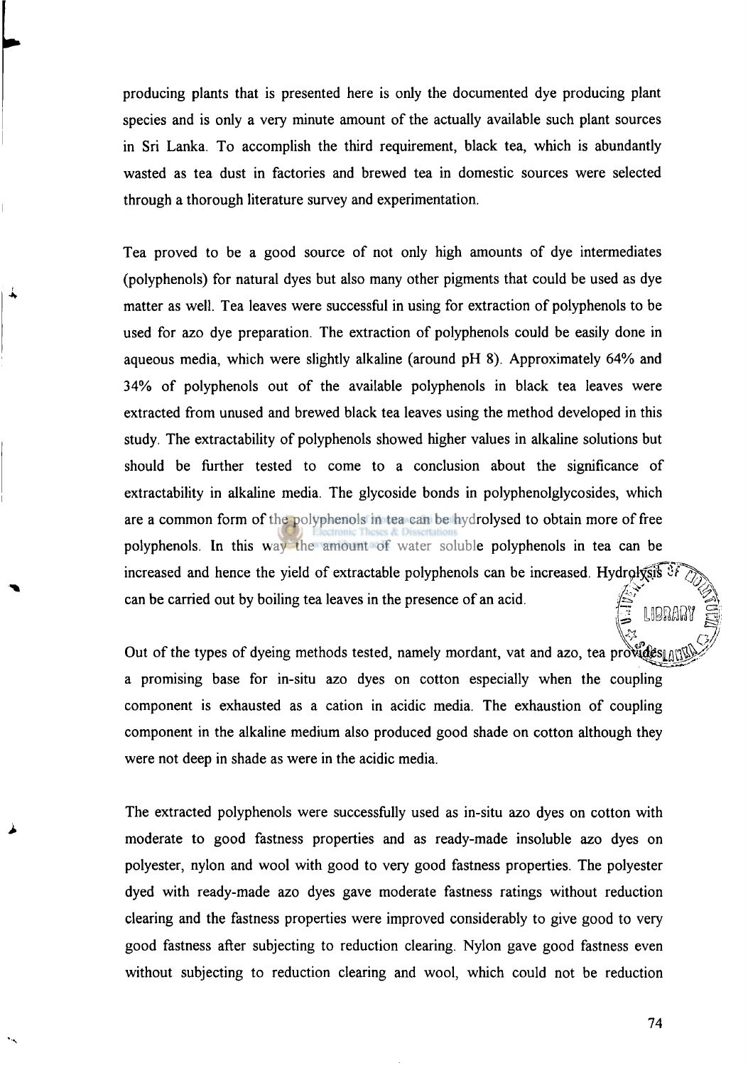producing plants that is presented here is only the documented dye producing plant species and is only a very minute amount of the actually available such plant sources in Sri Lanka. To accomplish the third requirement, black tea, which is abundantly wasted as tea dust in factories and brewed tea in domestic sources were selected through a thorough literature survey and experimentation.

Tea proved to be a good source of not only high amounts of dye intermediates (polyphenols) for natural dyes but also many other pigments that could be used as dye matter as well. Tea leaves were successful in using for extraction of polyphenols to be used for azo dye preparation. The extraction of polyphenols could be easily done in aqueous media, which were slightly alkaline (around pH 8). Approximately 64% and 34% of polyphenols out of the available polyphenols in black tea leaves were extracted from unused and brewed black tea leaves using the method developed in this study. The extractability of polyphenols showed higher values in alkaline solutions but should be further tested to come to a conclusion about the significance of extractability in alkaline media. The glycoside bonds in polyphenolglycosides, which are a common form of the polyphenols in tea can be hydrolysed to obtain more of free polyphenols. In this way the amount of water soluble polyphenols in tea can be increased and hence the yield of extractable polyphenols can be increased. Hydrolysis can be carried out by boiling tea leaves in the presence of an acid.

Out of the types of dyeing methods tested, namely mordant, vat and azo, tea provides a promising base for in-situ azo dyes on cotton especially when the coupling component is exhausted as a cation in acidic media. The exhaustion of coupling component in the alkaline medium also produced good shade on cotton although they were not deep in shade as were in the acidic media.

The extracted polyphenols were successfully used as in-situ azo dyes on cotton with moderate to good fastness properties and as ready-made insoluble azo dyes on polyester, nylon and wool with good to very good fastness properties. The polyester dyed with ready-made azo dyes gave moderate fastness ratings without reduction clearing and the fastness properties were improved considerably to give good to very good fastness after subjecting to reduction clearing. Nylon gave good fastness even without subjecting to reduction clearing and wool, which could not be reduction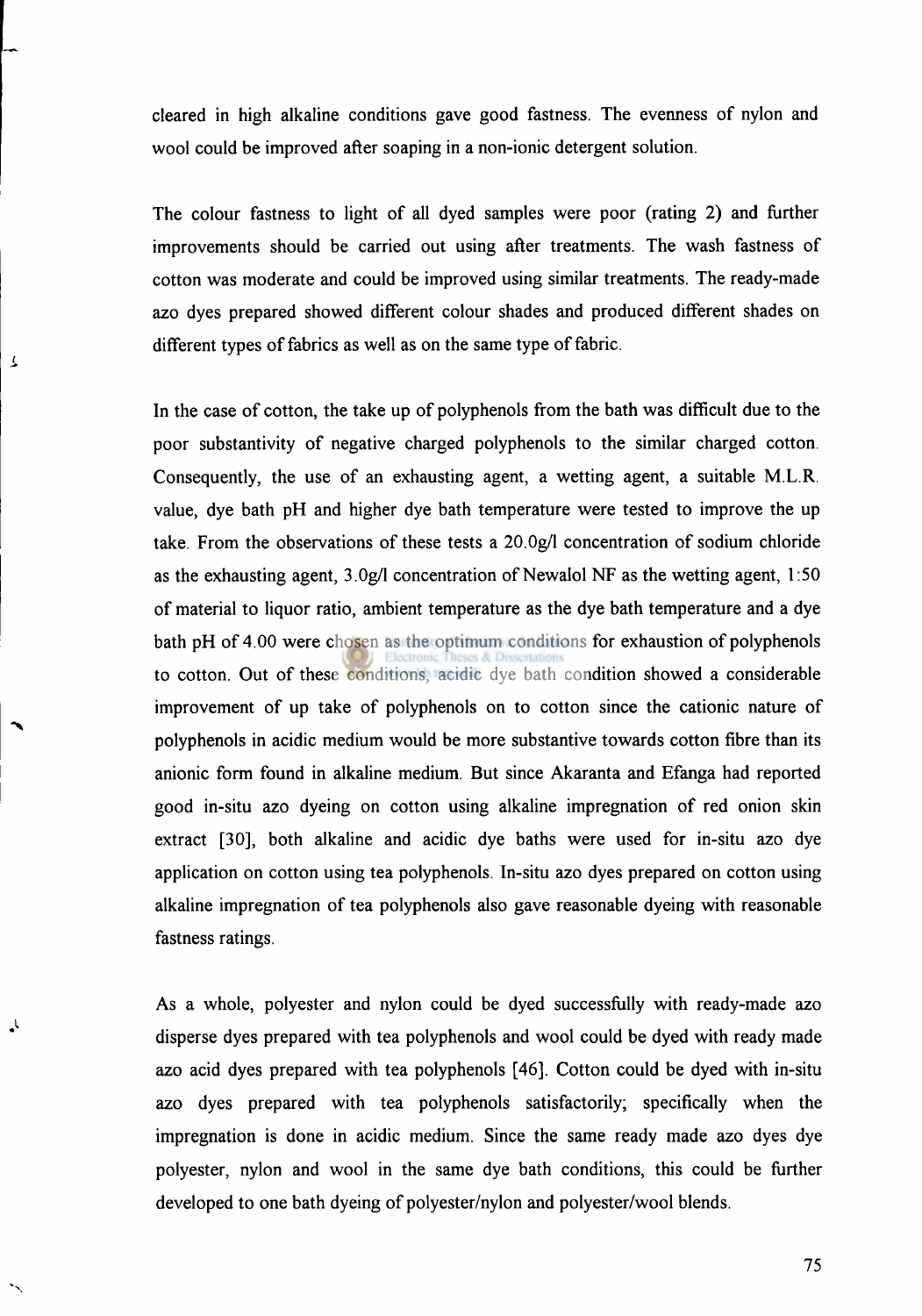cleared in high alkaline conditions gave good fastness. The evenness of nylon and wool could be improved after soaping in a non-ionic detergent solution.

The colour fastness to light of all dyed samples were poor (rating 2) and further improvements should be carried out using after treatments. The wash fastness of cotton was moderate and could be improved using similar treatments. The ready-made azo dyes prepared showed different colour shades and produced different shades on different types of fabrics as well as on the same type of fabric.

In the case of cotton, the take up of polyphenols from the bath was difficult due to the poor substantivity of negative charged polyphenols to the similar charged cotton. Consequently, the use of an exhausting agent, a wetting agent, a suitable M.L.R. value, dye bath pH and higher dye bath temperature were tested to improve the up take. From the observations of these tests a 20.0g/l concentration of sodium chloride as the exhausting agent, 3.0g/l concentration of Newalol NF as the wetting agent, 1:50 of material to liquor ratio, ambient temperature as the dye bath temperature and a dye bath pH of 4.00 were chosen as the optimum conditions for exhaustion of polyphenols to cotton. Out of these conditions, acidic dye bath condition showed a considerable improvement of up take of polyphenols on to cotton since the cationic nature of polyphenols in acidic medium would be more substantive towards cotton fibre than its anionic form found in alkaline medium. But since Akaranta and Efanga had reported good in-situ azo dyeing on cotton using alkaline impregnation of red onion skin extract [30], both alkaline and acidic dye baths were used for in-situ azo dye application on cotton using tea polyphenols. In-situ azo dyes prepared on cotton using alkaline impregnation of tea polyphenols also gave reasonable dyeing with reasonable fastness ratings.

As a whole, polyester and nylon could be dyed successfully with ready-made azo disperse dyes prepared with tea polyphenols and wool could be dyed with ready made azo acid dyes prepared with tea polyphenols [46]. Cotton could be dyed with in-situ azo dyes prepared with tea polyphenols satisfactorily; specifically when the impregnation is done in acidic medium. Since the same ready made azo dyes dye polyester, nylon and wool in the same dye bath conditions, this could be further developed to one bath dyeing of polyester/nylon and polyester/wool blends.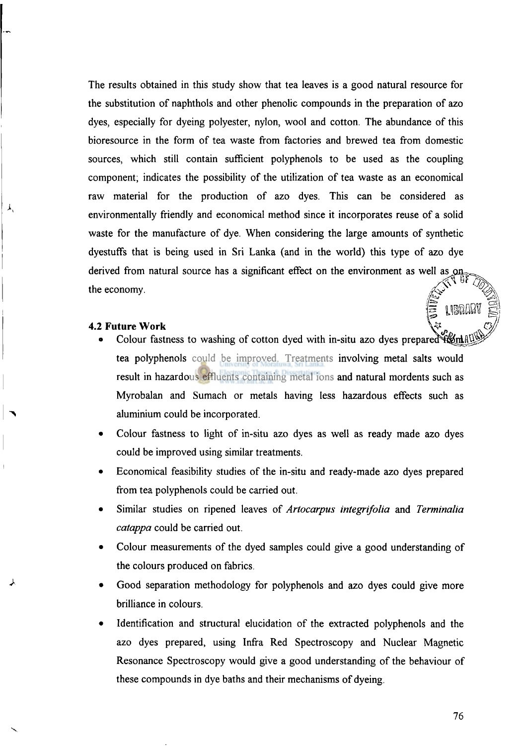The results obtained in this study show that tea leaves is a good natural resource for the substitution of naphthols and other phenolic compounds in the preparation of azo dyes, especially for dyeing polyester, nylon, wool and cotton. The abundance of this bioresource in the form of tea waste from factories and brewed tea from domestic sources, which still contain sufficient polyphenols to be used as the coupling component; indicates the possibility of the utilization of tea waste as an economical raw material for the production of azo dyes. This can be considered as environmentally friendly and economical method since it incorporates reuse of a solid waste for the manufacture of dye. When considering the large amounts of synthetic dyestuffs that is being used in Sri Lanka (and in the world) this type of azo dye derived from natural source has a significant effect on the environment as well as on the economy.

### 4.2 Future Work

- Colour fastness to washing of cotton dyed with in-situ azo dyes prepared from tea polyphenols could be improved. Treatments involving metal salts would result in hazardous effluents containing metal ions and natural mordents such as Myrobalan and Sumach or metals having less hazardous effects such as aluminium could be incorporated.
- Colour fastness to light of in-situ azo dyes as well as ready made azo dyes could be improved using similar treatments.
- Economical feasibility studies of the in-situ and ready-made azo dyes prepared from tea polyphenols could be carried out.
- Similar studies on ripened leaves of *Artocarpus integrifolia* and *Terminalia catappa* could be carried out.
- Colour measurements of the dyed samples could give a good understanding of the colours produced on fabrics.
- Good separation methodology for polyphenols and azo dyes could give more brilliance in colours.
- Identification and structural elucidation of the extracted polyphenols and the azo dyes prepared, using Infra Red Spectroscopy and Nuclear Magnetic Resonance Spectroscopy would give a good understanding of the behaviour of these compounds in dye baths and their mechanisms of dyeing.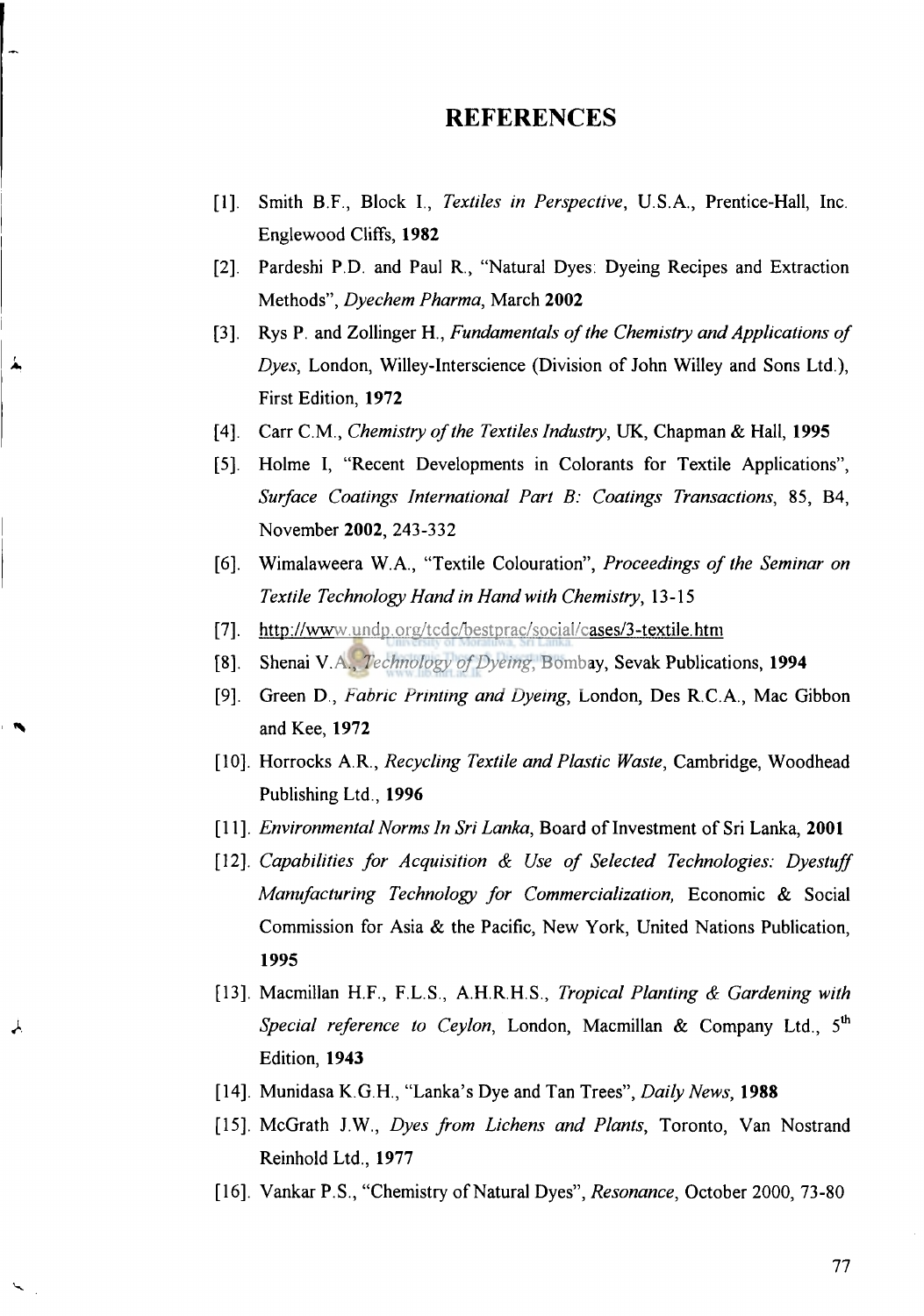# REFERENCES

[1]. Smith B.F., Block I., *Textiles in Perspective*, U.S.A., Prentice-Hall, Inc. Englewood Cliffs, **1982**

[2]. Pardeshi P.D. and Paul R., "Natural Dyes: Dyeing Recipes and Extraction Methods", *Dyechem Pharma*, March **2002**

[3]. Rys P. and Zollinger H., *Fundamentals of the Chemistry and Applications of Dyes*, London, Willey-Interscience (Division of John Willey and Sons Ltd.), First Edition, **1972**

[4]. Carr C.M., *Chemistry of the Textiles Industry*, UK, Chapman & Hall, **1995**

[5]. Holme I, "Recent Developments in Colorants for Textile Applications", *Surface Coatings International Part B: Coatings Transactions*, 85, B4, November **2002**, 243-332

[6]. Wimalaweera W.A., "Textile Colouration", *Proceedings of the Seminar on Textile Technology Hand in Hand with Chemistry*, 13-15

[7]. http://www.undp.org/tcdc/bestprac/social/cases/3-textile.htm

[8]. Shenai V.A., *Technology of Dyeing*, Bombay, Sevak Publications, **1994**

[9]. Green D., *Fabric Printing and Dyeing*, London, Des R.C.A., Mac Gibbon and Kee, **1972**

[10]. Horrocks A.R., *Recycling Textile and Plastic Waste*, Cambridge, Woodhead Publishing Ltd., **1996**

[11]. *Environmental Norms In Sri Lanka*, Board of Investment of Sri Lanka, **2001**

[12]. *Capabilities for Acquisition & Use of Selected Technologies: Dyestuff Manufacturing Technology for Commercialization,* Economic & Social Commission for Asia & the Pacific, New York, United Nations Publication, **1995**

[13]. Macmillan H.F., F.L.S., A.H.R.H.S., *Tropical Planting & Gardening with Special reference to Ceylon*, London, Macmillan & Company Ltd., 5th Edition, **1943**

[14]. Munidasa K.G.H., "Lanka's Dye and Tan Trees", *Daily News*, **1988**

[15]. McGrath J.W., *Dyes from Lichens and Plants*, Toronto, Van Nostrand Reinhold Ltd., **1977**

[16]. Vankar P.S., "Chemistry of Natural Dyes", *Resonance*, October 2000, 73-80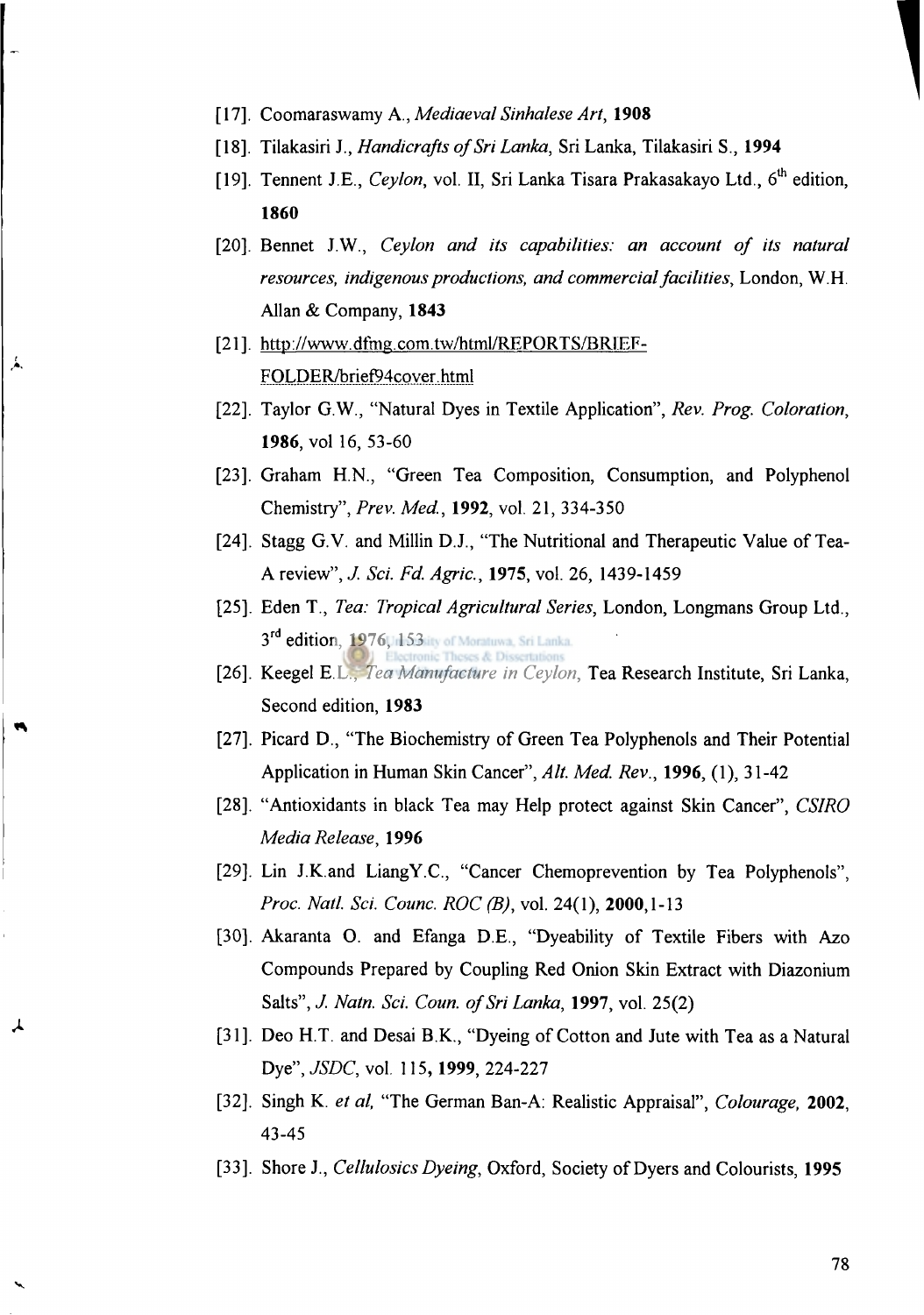[17]. Coomaraswamy A., *Mediaeval Sinhalese Art*, **1908**

[18]. Tilakasiri J., *Handicrafts of Sri Lanka*, Sri Lanka, Tilakasiri S., **1994**

[19]. Tennent J.E., *Ceylon*, vol. II, Sri Lanka Tisara Prakasakayo Ltd., 6th edition, **1860**

[20]. Bennet J.W., *Ceylon and its capabilities: an account of its natural resources, indigenous productions, and commercial facilities*, London, W.H. Allan & Company, **1843**

[21]. http://www.dfmg.com.tw/html/REPORTS/BRIEF-FOLDER/brief94cover.html

[22]. Taylor G.W., "Natural Dyes in Textile Application", *Rev. Prog. Coloration*, **1986**, vol 16, 53-60

[23]. Graham H.N., "Green Tea Composition, Consumption, and Polyphenol Chemistry", *Prev. Med.*, **1992**, vol. 21, 334-350

[24]. Stagg G.V. and Millin D.J., "The Nutritional and Therapeutic Value of Tea-A review", *J. Sci. Fd. Agric.*, **1975**, vol. 26, 1439-1459

[25]. Eden T., *Tea: Tropical Agricultural Series*, London, Longmans Group Ltd., 3rd edition, **1976**, 153

[26]. Keegel E.L., *Tea Manufacture in Ceylon*, Tea Research Institute, Sri Lanka, Second edition, **1983**

[27]. Picard D., "The Biochemistry of Green Tea Polyphenols and Their Potential Application in Human Skin Cancer", *Alt. Med. Rev.*, **1996**, (1), 31-42

[28]. "Antioxidants in black Tea may Help protect against Skin Cancer", *CSIRO Media Release*, **1996**

[29]. Lin J.K.and LiangY.C., "Cancer Chemoprevention by Tea Polyphenols", *Proc. Natl. Sci. Counc. ROC (B)*, vol. 24(1), **2000**,1-13

[30]. Akaranta O. and Efanga D.E., "Dyeability of Textile Fibers with Azo Compounds Prepared by Coupling Red Onion Skin Extract with Diazonium Salts", *J. Natn. Sci. Coun. of Sri Lanka*, **1997**, vol. 25(2)

[31]. Deo H.T. and Desai B.K., "Dyeing of Cotton and Jute with Tea as a Natural Dye", *JSDC*, vol. 115, **1999**, 224-227

[32]. Singh K. *et al*, "The German Ban-A: Realistic Appraisal", *Colourage*, **2002**, 43-45

[33]. Shore J., *Cellulosics Dyeing*, Oxford, Society of Dyers and Colourists, **1995**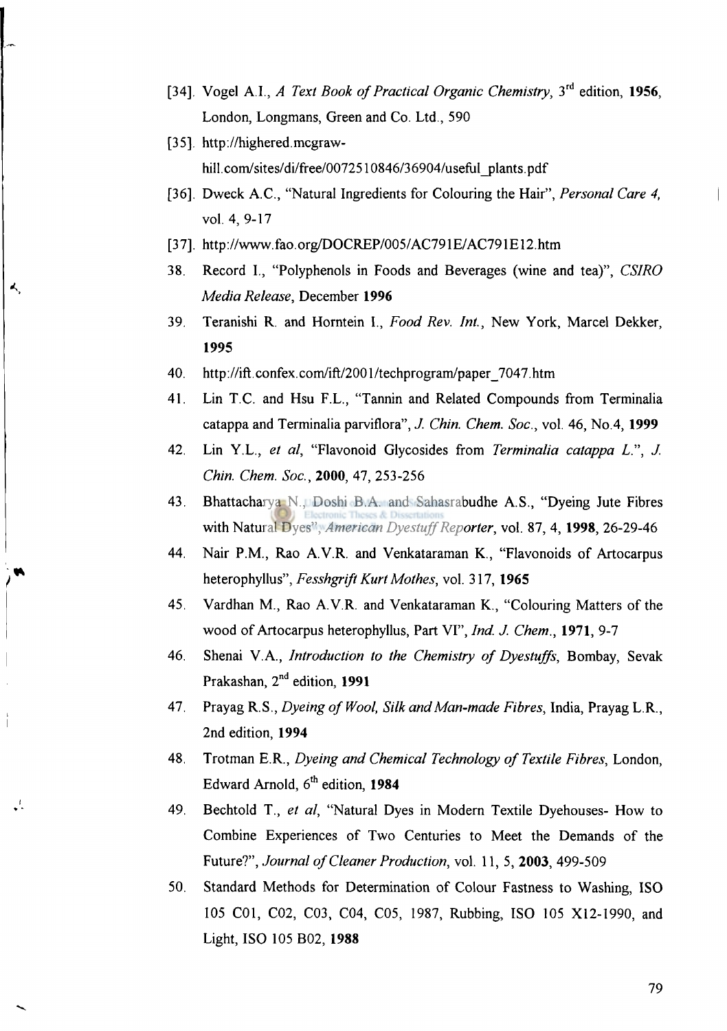[34]. Vogel A.I., *A Text Book of Practical Organic Chemistry*, 3rd edition, **1956**, London, Longmans, Green and Co. Ltd., 590

[35]. http://highered.mcgraw-hill.com/sites/di/free/0072510846/36904/useful_plants.pdf

[36]. Dweck A.C., "Natural Ingredients for Colouring the Hair", *Personal Care 4*, vol. 4, 9-17

[37]. http://www.fao.org/DOCREP/005/AC791E/AC791E12.htm

38. Record I., "Polyphenols in Foods and Beverages (wine and tea)", *CSIRO Media Release*, December **1996**

39. Teranishi R. and Horntein I., *Food Rev. Int.*, New York, Marcel Dekker, **1995**

40. http://ift.confex.com/ift/2001/techprogram/paper_7047.htm

41. Lin T.C. and Hsu F.L., "Tannin and Related Compounds from Terminalia catappa and Terminalia parviflora", *J. Chin. Chem. Soc.*, vol. 46, No.4, **1999**

42. Lin Y.L., *et al*, "Flavonoid Glycosides from *Terminalia catappa L.*", *J. Chin. Chem. Soc.*, **2000**, 47, 253-256

43. Bhattacharya N., Doshi B.A. and Sahasrabudhe A.S., "Dyeing Jute Fibres with Natural Dyes", *American Dyestuff Reporter*, vol. 87, 4, **1998**, 26-29-46

44. Nair P.M., Rao A.V.R. and Venkataraman K., "Flavonoids of Artocarpus heterophyllus", *Fesshgrift Kurt Mothes*, vol. 317, **1965**

45. Vardhan M., Rao A.V.R. and Venkataraman K., "Colouring Matters of the wood of Artocarpus heterophyllus, Part VI", *Ind. J. Chem.*, **1971**, 9-7

46. Shenai V.A., *Introduction to the Chemistry of Dyestuffs*, Bombay, Sevak Prakashan, 2nd edition, **1991**

47. Prayag R.S., *Dyeing of Wool, Silk and Man-made Fibres*, India, Prayag L.R., 2nd edition, **1994**

48. Trotman E.R., *Dyeing and Chemical Technology of Textile Fibres*, London, Edward Arnold, 6th edition, **1984**

49. Bechtold T., *et al*, "Natural Dyes in Modern Textile Dyehouses- How to Combine Experiences of Two Centuries to Meet the Demands of the Future?", *Journal of Cleaner Production*, vol. 11, 5, **2003**, 499-509

50. Standard Methods for Determination of Colour Fastness to Washing, ISO 105 C01, C02, C03, C04, C05, 1987, Rubbing, ISO 105 X12-1990, and Light, ISO 105 B02, **1988**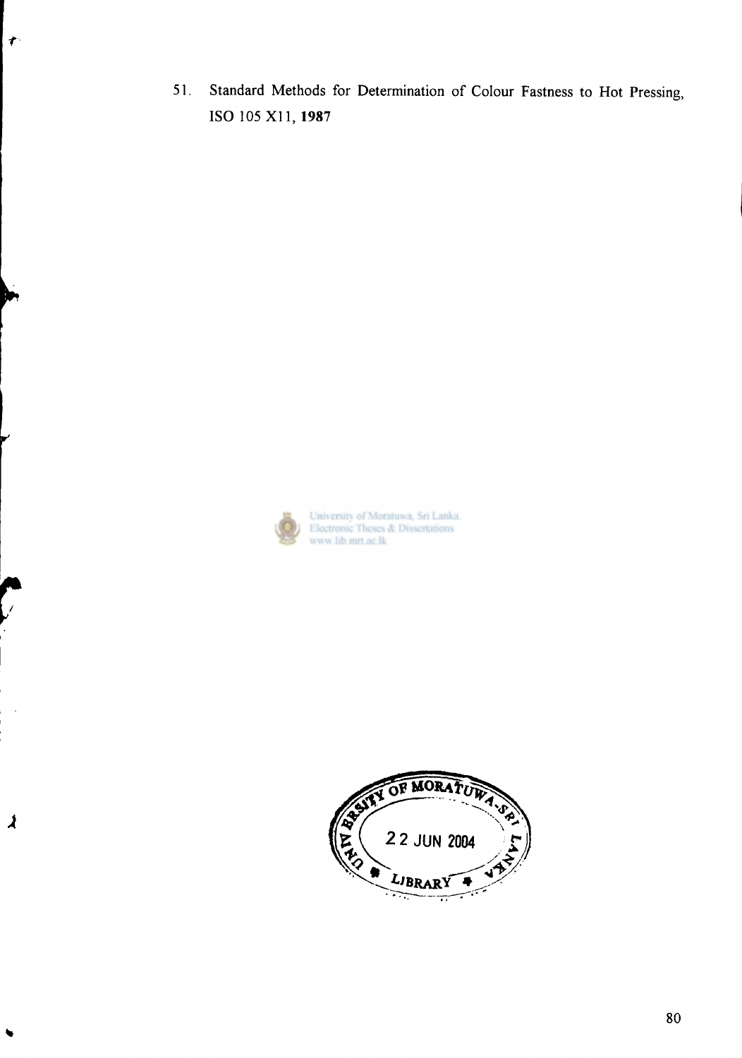51. Standard Methods for Determination of Colour Fastness to Hot Pressing, ISO 105 X11, **1987**